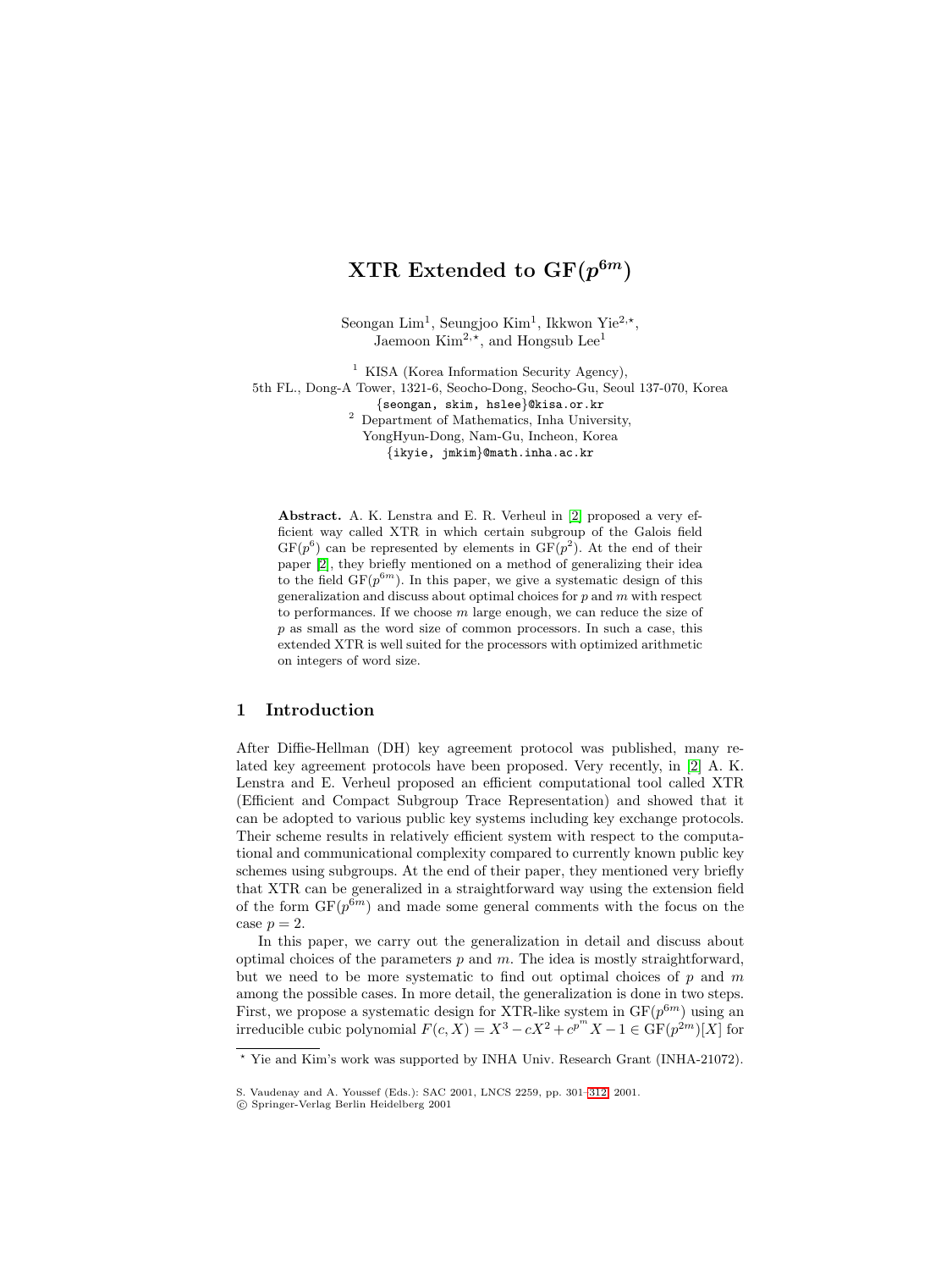# XTR Extended to $\mathrm{GF}(p^{6m})$

Seongan Lim[1], Seungjoo Kim[1], Ikkwon Yie[2,⋆], Jaemoon Kim[2,⋆], and Hongsub Lee[1]

[1] KISA (Korea Information Security Agency), 5th FL., Dong-A Tower, 1321-6, Seocho-Dong, Seocho-Gu, Seoul 137-070, Korea
{seongan, skim, hslee}@kisa.or.kr

[2] Department of Mathematics, Inha University, YongHyun-Dong, Nam-Gu, Incheon, Korea
{ikyie, jmkim}@math.inha.ac.kr

**Abstract.** A. K. Lenstra and E. R. Verheul in [2] proposed a very efficient way called XTR in which certain subgroup of the Galois field $\mathrm{GF}(p^6)$ can be represented by elements in $\mathrm{GF}(p^2)$. At the end of their paper [2], they briefly mentioned on a method of generalizing their idea to the field $\mathrm{GF}(p^{6m})$. In this paper, we give a systematic design of this generalization and discuss about optimal choices for $p$ and $m$ with respect to performances. If we choose $m$ large enough, we can reduce the size of $p$ as small as the word size of common processors. In such a case, this extended XTR is well suited for the processors with optimized arithmetic on integers of word size.

## 1 Introduction

After Diffie-Hellman (DH) key agreement protocol was published, many related key agreement protocols have been proposed. Very recently, in [2] A. K. Lenstra and E. Verheul proposed an efficient computational tool called XTR (Efficient and Compact Subgroup Trace Representation) and showed that it can be adopted to various public key systems including key exchange protocols. Their scheme results in relatively efficient system with respect to the computational and communicational complexity compared to currently known public key schemes using subgroups. At the end of their paper, they mentioned very briefly that XTR can be generalized in a straightforward way using the extension field of the form $\mathrm{GF}(p^{6m})$ and made some general comments with the focus on the case $p = 2$.

In this paper, we carry out the generalization in detail and discuss about optimal choices of the parameters $p$ and $m$. The idea is mostly straightforward, but we need to be more systematic to find out optimal choices of $p$ and $m$ among the possible cases. In more detail, the generalization is done in two steps. First, we propose a systematic design for XTR-like system in $\mathrm{GF}(p^{6m})$ using an irreducible cubic polynomial $F(c, X) = X^3 - cX^2 + c^{p^m}X - 1 \in \mathrm{GF}(p^{2m})[X]$ for

⋆ Yie and Kim's work was supported by INHA Univ. Research Grant (INHA-21072).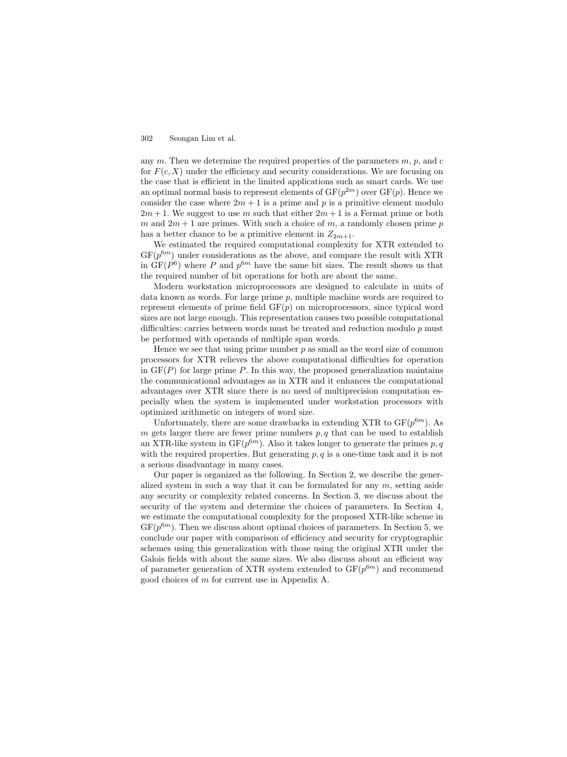any $m$. Then we determine the required properties of the parameters $m$, $p$, and $c$ for $F(c, X)$ under the efficiency and security considerations. We are focusing on the case that is efficient in the limited applications such as smart cards. We use an optimal normal basis to represent elements of $\mathrm{GF}(p^{2m})$ over $\mathrm{GF}(p)$. Hence we consider the case where $2m + 1$ is a prime and $p$ is a primitive element modulo $2m + 1$. We suggest to use $m$ such that either $2m + 1$ is a Fermat prime or both $m$ and $2m + 1$ are primes. With such a choice of $m$, a randomly chosen prime $p$ has a better chance to be a primitive element in $Z_{2m+1}$.

We estimated the required computational complexity for XTR extended to $\mathrm{GF}(p^{6m})$ under considerations as the above, and compare the result with XTR in $\mathrm{GF}(P^6)$ where $P$ and $p^{6m}$ have the same bit sizes. The result shows us that the required number of bit operations for both are about the same.

Modern workstation microprocessors are designed to calculate in units of data known as words. For large prime $p$, multiple machine words are required to represent elements of prime field $\mathrm{GF}(p)$ on microprocessors, since typical word sizes are not large enough. This representation causes two possible computational difficulties: carries between words must be treated and reduction modulo $p$ must be performed with operands of multiple span words.

Hence we see that using prime number $p$ as small as the word size of common processors for XTR relieves the above computational difficulties for operation in $\mathrm{GF}(P)$ for large prime $P$. In this way, the proposed generalization maintains the communicational advantages as in XTR and it enhances the computational advantages over XTR since there is no need of multiprecision computation especially when the system is implemented under workstation processors with optimized arithmetic on integers of word size.

Unfortunately, there are some drawbacks in extending XTR to $\mathrm{GF}(p^{6m})$. As $m$ gets larger there are fewer prime numbers $p, q$ that can be used to establish an XTR-like system in $\mathrm{GF}(p^{6m})$. Also it takes longer to generate the primes $p, q$ with the required properties. But generating $p, q$ is a one-time task and it is not a serious disadvantage in many cases.

Our paper is organized as the following. In Section 2, we describe the generalized system in such a way that it can be formulated for any $m$, setting aside any security or complexity related concerns. In Section 3, we discuss about the security of the system and determine the choices of parameters. In Section 4, we estimate the computational complexity for the proposed XTR-like scheme in $\mathrm{GF}(p^{6m})$. Then we discuss about optimal choices of parameters. In Section 5, we conclude our paper with comparison of efficiency and security for cryptographic schemes using this generalization with those using the original XTR under the Galois fields with about the same sizes. We also discuss about an efficient way of parameter generation of XTR system extended to $\mathrm{GF}(p^{6m})$ and recommend good choices of $m$ for current use in Appendix A.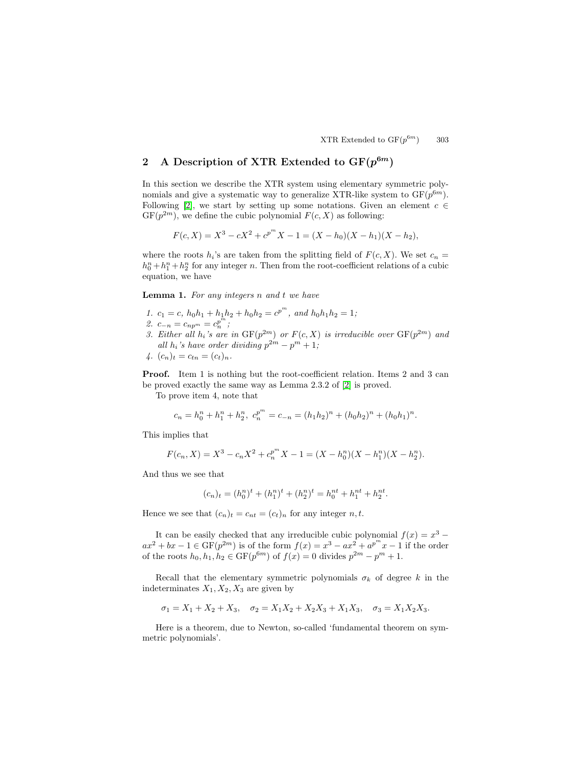## 2 A Description of XTR Extended to $\mathrm{GF}(p^{6m})$

In this section we describe the XTR system using elementary symmetric polynomials and give a systematic way to generalize XTR-like system to $\mathrm{GF}(p^{6m})$. Following [2], we start by setting up some notations. Given an element $c \in \mathrm{GF}(p^{2m})$, we define the cubic polynomial $F(c, X)$ as following:

$$F(c, X) = X^3 - cX^2 + c^{p^m}X - 1 = (X - h_0)(X - h_1)(X - h_2),$$

where the roots $h_i$'s are taken from the splitting field of $F(c, X)$. We set $c_n = h_0^n + h_1^n + h_2^n$ for any integer $n$. Then from the root-coefficient relations of a cubic equation, we have

**Lemma 1.** *For any integers $n$ and $t$ we have*

1. *$c_1 = c$, $h_0h_1 + h_1h_2 + h_0h_2 = c^{p^m}$, and $h_0h_1h_2 = 1$;*
2. *$c_{-n} = c_{np^m} = c_n^{p^m}$;*
3. *Either all $h_i$'s are in $\mathrm{GF}(p^{2m})$ or $F(c, X)$ is irreducible over $\mathrm{GF}(p^{2m})$ and all $h_i$'s have order dividing $p^{2m} - p^m + 1$;*
4. *$(c_n)_t = c_{tn} = (c_t)_n$.*

**Proof.** Item 1 is nothing but the root-coefficient relation. Items 2 and 3 can be proved exactly the same way as Lemma 2.3.2 of [2] is proved.

To prove item 4, note that

$$c_n = h_0^n + h_1^n + h_2^n,\ c_n^{p^m} = c_{-n} = (h_1h_2)^n + (h_0h_2)^n + (h_0h_1)^n.$$

This implies that

$$F(c_n, X) = X^3 - c_nX^2 + c_n^{p^m}X - 1 = (X - h_0^n)(X - h_1^n)(X - h_2^n).$$

And thus we see that

$$(c_n)_t = (h_0^n)^t + (h_1^n)^t + (h_2^n)^t = h_0^{nt} + h_1^{nt} + h_2^{nt}.$$

Hence we see that $(c_n)_t = c_{nt} = (c_t)_n$ for any integer $n, t$.

It can be easily checked that any irreducible cubic polynomial $f(x) = x^3 - ax^2 + bx - 1 \in \mathrm{GF}(p^{2m})$ is of the form $f(x) = x^3 - ax^2 + a^{p^m}x - 1$ if the order of the roots $h_0, h_1, h_2 \in \mathrm{GF}(p^{6m})$ of $f(x) = 0$ divides $p^{2m} - p^m + 1$.

Recall that the elementary symmetric polynomials $\sigma_k$ of degree $k$ in the indeterminates $X_1, X_2, X_3$ are given by

$$\sigma_1 = X_1 + X_2 + X_3, \quad \sigma_2 = X_1X_2 + X_2X_3 + X_1X_3, \quad \sigma_3 = X_1X_2X_3.$$

Here is a theorem, due to Newton, so-called 'fundamental theorem on symmetric polynomials'.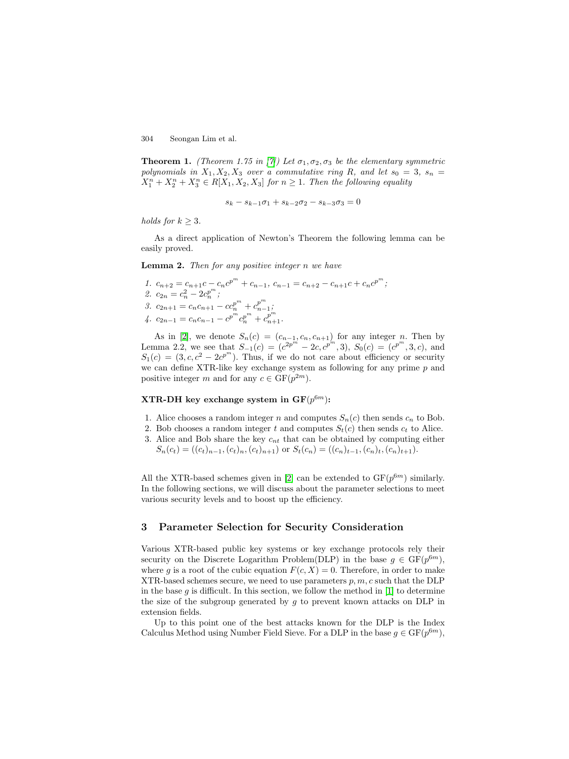**Theorem 1.** *(Theorem 1.75 in [7]) Let $\sigma_1, \sigma_2, \sigma_3$ be the elementary symmetric polynomials in $X_1, X_2, X_3$ over a commutative ring $R$, and let $s_0 = 3$, $s_n = X_1^n + X_2^n + X_3^n \in R[X_1, X_2, X_3]$ for $n \geq 1$. Then the following equality*

$$s_k - s_{k-1}\sigma_1 + s_{k-2}\sigma_2 - s_{k-3}\sigma_3 = 0$$

*holds for $k \geq 3$.*

As a direct application of Newton's Theorem the following lemma can be easily proved.

**Lemma 2.** *Then for any positive integer $n$ we have*

1. $c_{n+2} = c_{n+1}c - c_n c^{p^m} + c_{n-1}$, $c_{n-1} = c_{n+2} - c_{n+1}c + c_n c^{p^m}$;
2. $c_{2n} = c_n^2 - 2c_n^{p^m}$;
3. $c_{2n+1} = c_n c_{n+1} - c c_n^{p^m} + c_{n-1}^{p^m}$;
4. $c_{2n-1} = c_n c_{n-1} - c^{p^m} c_n^{p^m} + c_{n+1}^{p^m}$.

As in [2], we denote $S_n(c) = (c_{n-1}, c_n, c_{n+1})$ for any integer $n$. Then by Lemma 2.2, we see that $S_{-1}(c) = (c^{2p^m} - 2c, c^{p^m}, 3)$, $S_0(c) = (c^{p^m}, 3, c)$, and $S_1(c) = (3, c, c^2 - 2c^{p^m})$. Thus, if we do not care about efficiency or security we can define XTR-like key exchange system as following for any prime $p$ and positive integer $m$ and for any $c \in \mathrm{GF}(p^{2m})$.

**XTR-DH key exchange system in $\mathrm{GF}(p^{6m})$:**

1. Alice chooses a random integer $n$ and computes $S_n(c)$ then sends $c_n$ to Bob.
2. Bob chooses a random integer $t$ and computes $S_t(c)$ then sends $c_t$ to Alice.
3. Alice and Bob share the key $c_{nt}$ that can be obtained by computing either $S_n(c_t) = ((c_t)_{n-1}, (c_t)_n, (c_t)_{n+1})$ or $S_t(c_n) = ((c_n)_{t-1}, (c_n)_t, (c_n)_{t+1})$.

All the XTR-based schemes given in [2] can be extended to $\mathrm{GF}(p^{6m})$ similarly. In the following sections, we will discuss about the parameter selections to meet various security levels and to boost up the efficiency.

## 3 Parameter Selection for Security Consideration

Various XTR-based public key systems or key exchange protocols rely their security on the Discrete Logarithm Problem(DLP) in the base $g \in \mathrm{GF}(p^{6m})$, where $g$ is a root of the cubic equation $F(c, X) = 0$. Therefore, in order to make XTR-based schemes secure, we need to use parameters $p, m, c$ such that the DLP in the base $g$ is difficult. In this section, we follow the method in [1] to determine the size of the subgroup generated by $g$ to prevent known attacks on DLP in extension fields.

Up to this point one of the best attacks known for the DLP is the Index Calculus Method using Number Field Sieve. For a DLP in the base $g \in \mathrm{GF}(p^{6m})$,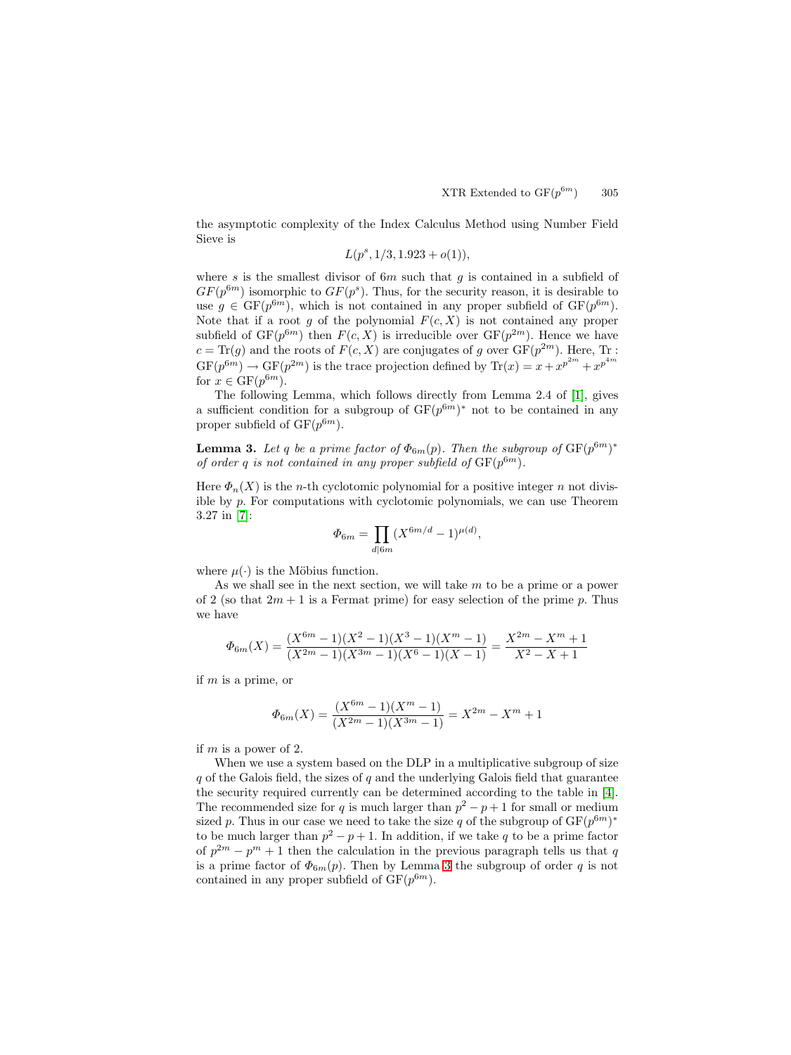the asymptotic complexity of the Index Calculus Method using Number Field Sieve is

$$L(p^s, 1/3, 1.923 + o(1)),$$

where $s$ is the smallest divisor of $6m$ such that $g$ is contained in a subfield of $GF(p^{6m})$ isomorphic to $GF(p^s)$. Thus, for the security reason, it is desirable to use $g \in \mathrm{GF}(p^{6m})$, which is not contained in any proper subfield of $\mathrm{GF}(p^{6m})$. Note that if a root $g$ of the polynomial $F(c, X)$ is not contained any proper subfield of $\mathrm{GF}(p^{6m})$ then $F(c, X)$ is irreducible over $\mathrm{GF}(p^{2m})$. Hence we have $c = \mathrm{Tr}(g)$ and the roots of $F(c, X)$ are conjugates of $g$ over $\mathrm{GF}(p^{2m})$. Here, $\mathrm{Tr} : \mathrm{GF}(p^{6m}) \to \mathrm{GF}(p^{2m})$ is the trace projection defined by $\mathrm{Tr}(x) = x + x^{p^{2m}} + x^{p^{4m}}$ for $x \in \mathrm{GF}(p^{6m})$.

The following Lemma, which follows directly from Lemma 2.4 of [1], gives a sufficient condition for a subgroup of $\mathrm{GF}(p^{6m})^*$ not to be contained in any proper subfield of $\mathrm{GF}(p^{6m})$.

**Lemma 3.** *Let $q$ be a prime factor of $\Phi_{6m}(p)$. Then the subgroup of $\mathrm{GF}(p^{6m})^*$ of order $q$ is not contained in any proper subfield of $\mathrm{GF}(p^{6m})$.*

Here $\Phi_n(X)$ is the $n$-th cyclotomic polynomial for a positive integer $n$ not divisible by $p$. For computations with cyclotomic polynomials, we can use Theorem 3.27 in [7]:

$$\Phi_{6m} = \prod_{d|6m} (X^{6m/d} - 1)^{\mu(d)},$$

where $\mu(\cdot)$ is the Möbius function.

As we shall see in the next section, we will take $m$ to be a prime or a power of 2 (so that $2m + 1$ is a Fermat prime) for easy selection of the prime $p$. Thus we have

$$\Phi_{6m}(X) = \frac{(X^{6m} - 1)(X^2 - 1)(X^3 - 1)(X^m - 1)}{(X^{2m} - 1)(X^{3m} - 1)(X^6 - 1)(X - 1)} = \frac{X^{2m} - X^m + 1}{X^2 - X + 1}$$

if $m$ is a prime, or

$$\Phi_{6m}(X) = \frac{(X^{6m} - 1)(X^m - 1)}{(X^{2m} - 1)(X^{3m} - 1)} = X^{2m} - X^m + 1$$

if $m$ is a power of 2.

When we use a system based on the DLP in a multiplicative subgroup of size $q$ of the Galois field, the sizes of $q$ and the underlying Galois field that guarantee the security required currently can be determined according to the table in [4]. The recommended size for $q$ is much larger than $p^2 - p + 1$ for small or medium sized $p$. Thus in our case we need to take the size $q$ of the subgroup of $\mathrm{GF}(p^{6m})^*$ to be much larger than $p^2 - p + 1$. In addition, if we take $q$ to be a prime factor of $p^{2m} - p^m + 1$ then the calculation in the previous paragraph tells us that $q$ is a prime factor of $\Phi_{6m}(p)$. Then by Lemma 3 the subgroup of order $q$ is not contained in any proper subfield of $\mathrm{GF}(p^{6m})$.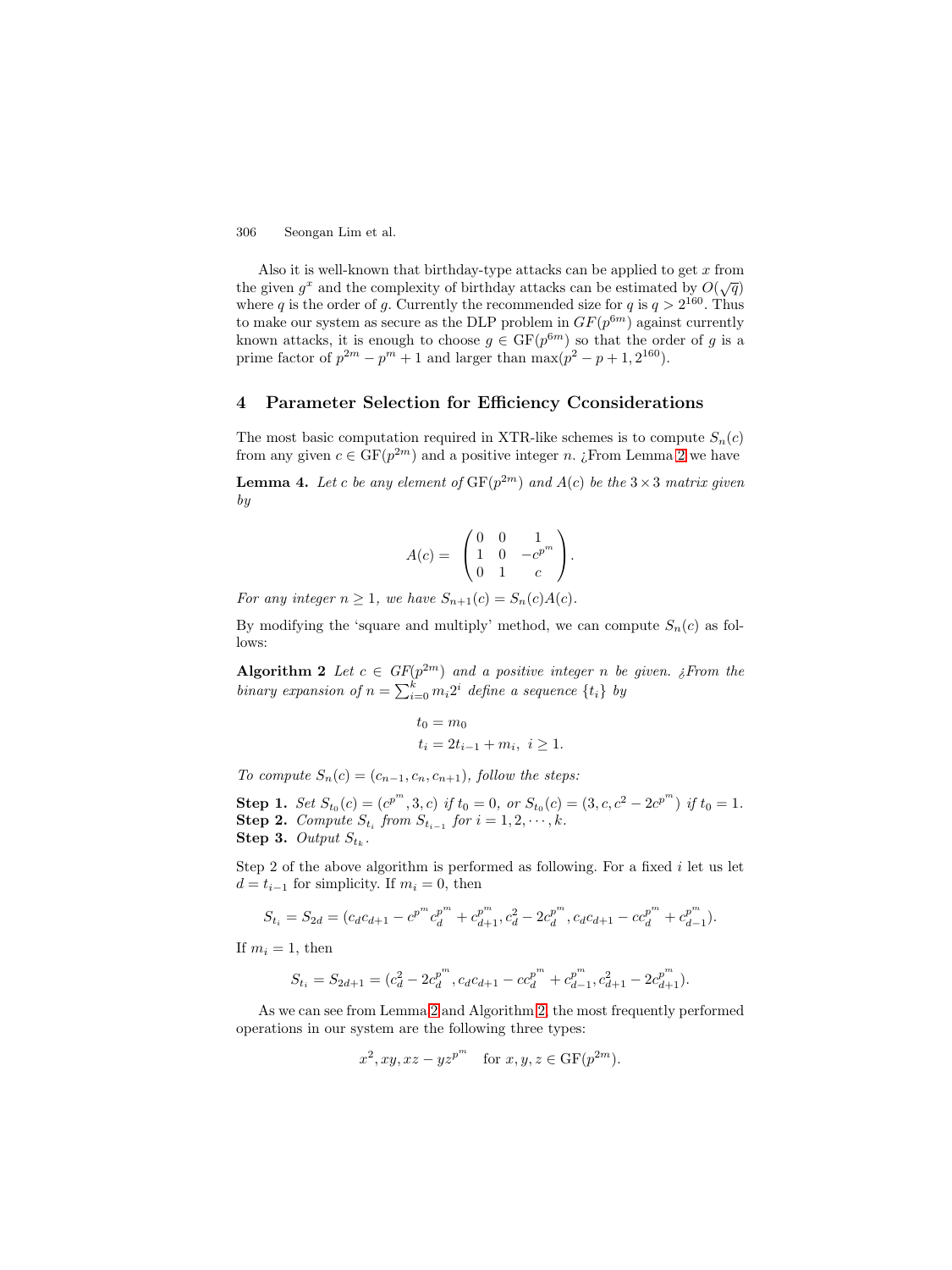Also it is well-known that birthday-type attacks can be applied to get $x$ from the given $g^x$ and the complexity of birthday attacks can be estimated by $O(\sqrt{q})$ where $q$ is the order of $g$. Currently the recommended size for $q$ is $q > 2^{160}$. Thus to make our system as secure as the DLP problem in $GF(p^{6m})$ against currently known attacks, it is enough to choose $g \in \mathrm{GF}(p^{6m})$ so that the order of $g$ is a prime factor of $p^{2m} - p^m + 1$ and larger than $\max(p^2 - p + 1, 2^{160})$.

## 4 Parameter Selection for Efficiency Cconsiderations

The most basic computation required in XTR-like schemes is to compute $S_n(c)$ from any given $c \in \mathrm{GF}(p^{2m})$ and a positive integer $n$. ¿From Lemma 2 we have

**Lemma 4.** *Let $c$ be any element of $\mathrm{GF}(p^{2m})$ and $A(c)$ be the $3 \times 3$ matrix given by*

$$A(c) = \begin{pmatrix} 0 & 0 & 1 \\ 1 & 0 & -c^{p^m} \\ 0 & 1 & c \end{pmatrix}.$$

*For any integer $n \geq 1$, we have $S_{n+1}(c) = S_n(c)A(c)$.*

By modifying the 'square and multiply' method, we can compute $S_n(c)$ as follows:

**Algorithm 2** *Let $c \in GF(p^{2m})$ and a positive integer $n$ be given. ¿From the binary expansion of $n = \sum_{i=0}^{k} m_i 2^i$ define a sequence $\{t_i\}$ by*

$$t_0 = m_0$$
$$t_i = 2t_{i-1} + m_i, \ i \geq 1.$$

*To compute $S_n(c) = (c_{n-1}, c_n, c_{n+1})$, follow the steps:*

**Step 1.** *Set $S_{t_0}(c) = (c^{p^m}, 3, c)$ if $t_0 = 0$, or $S_{t_0}(c) = (3, c, c^2 - 2c^{p^m})$ if $t_0 = 1$.*
**Step 2.** *Compute $S_{t_i}$ from $S_{t_{i-1}}$ for $i = 1, 2, \cdots, k$.*
**Step 3.** *Output $S_{t_k}$.*

Step 2 of the above algorithm is performed as following. For a fixed $i$ let us let $d = t_{i-1}$ for simplicity. If $m_i = 0$, then

$$S_{t_i} = S_{2d} = (c_d c_{d+1} - c^{p^m} c_d^{p^m} + c_{d+1}^{p^m}, c_d^2 - 2c_d^{p^m}, c_d c_{d+1} - c c_d^{p^m} + c_{d-1}^{p^m}).$$

If $m_i = 1$, then

$$S_{t_i} = S_{2d+1} = (c_d^2 - 2c_d^{p^m}, c_d c_{d+1} - c c_d^{p^m} + c_{d-1}^{p^m}, c_{d+1}^2 - 2c_{d+1}^{p^m}).$$

As we can see from Lemma 2 and Algorithm 2, the most frequently performed operations in our system are the following three types:

$$x^2, xy, xz - yz^{p^m} \quad \text{for } x, y, z \in \mathrm{GF}(p^{2m}).$$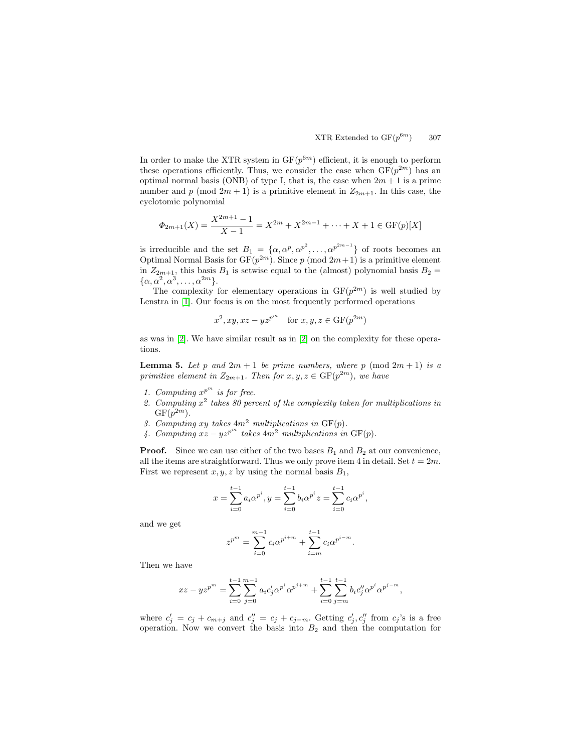In order to make the XTR system in $\mathrm{GF}(p^{6m})$ efficient, it is enough to perform these operations efficiently. Thus, we consider the case when $\mathrm{GF}(p^{2m})$ has an optimal normal basis (ONB) of type I, that is, the case when $2m+1$ is a prime number and $p \pmod{2m+1}$ is a primitive element in $Z_{2m+1}$. In this case, the cyclotomic polynomial

$$\Phi_{2m+1}(X) = \frac{X^{2m+1}-1}{X-1} = X^{2m} + X^{2m-1} + \cdots + X + 1 \in \mathrm{GF}(p)[X]$$

is irreducible and the set $B_1 = \{\alpha, \alpha^p, \alpha^{p^2}, \ldots, \alpha^{p^{2m-1}}\}$ of roots becomes an Optimal Normal Basis for $\mathrm{GF}(p^{2m})$. Since $p \pmod{2m+1}$ is a primitive element in $Z_{2m+1}$, this basis $B_1$ is setwise equal to the (almost) polynomial basis $B_2 = \{\alpha, \alpha^2, \alpha^3, \ldots, \alpha^{2m}\}$.

The complexity for elementary operations in $\mathrm{GF}(p^{2m})$ is well studied by Lenstra in [1]. Our focus is on the most frequently performed operations

$$x^2, xy, xz - yz^{p^m} \quad \text{for } x, y, z \in \mathrm{GF}(p^{2m})$$

as was in [2]. We have similar result as in [2] on the complexity for these operations.

**Lemma 5.** *Let $p$ and $2m+1$ be prime numbers, where $p \pmod{2m+1}$ is a primitive element in $Z_{2m+1}$. Then for $x, y, z \in \mathrm{GF}(p^{2m})$, we have*

1. *Computing $x^{p^m}$ is for free.*
2. *Computing $x^2$ takes 80 percent of the complexity taken for multiplications in $\mathrm{GF}(p^{2m})$.*
3. *Computing $xy$ takes $4m^2$ multiplications in $\mathrm{GF}(p)$.*
4. *Computing $xz - yz^{p^m}$ takes $4m^2$ multiplications in $\mathrm{GF}(p)$.*

**Proof.** Since we can use either of the two bases $B_1$ and $B_2$ at our convenience, all the items are straightforward. Thus we only prove item 4 in detail. Set $t = 2m$. First we represent $x, y, z$ by using the normal basis $B_1$,

$$x = \sum_{i=0}^{t-1} a_i \alpha^{p^i}, y = \sum_{i=0}^{t-1} b_i \alpha^{p^i} z = \sum_{i=0}^{t-1} c_i \alpha^{p^i},$$

and we get

$$z^{p^m} = \sum_{i=0}^{m-1} c_i \alpha^{p^{i+m}} + \sum_{i=m}^{t-1} c_i \alpha^{p^{i-m}}.$$

Then we have

$$xz - yz^{p^m} = \sum_{i=0}^{t-1} \sum_{j=0}^{m-1} a_i c'_j \alpha^{p^i} \alpha^{p^{j+m}} + \sum_{i=0}^{t-1} \sum_{j=m}^{t-1} b_i c''_j \alpha^{p^i} \alpha^{p^{j-m}},$$

where $c'_j = c_j + c_{m+j}$ and $c''_j = c_j + c_{j-m}$. Getting $c'_j, c''_j$ from $c_j$'s is a free operation. Now we convert the basis into $B_2$ and then the computation for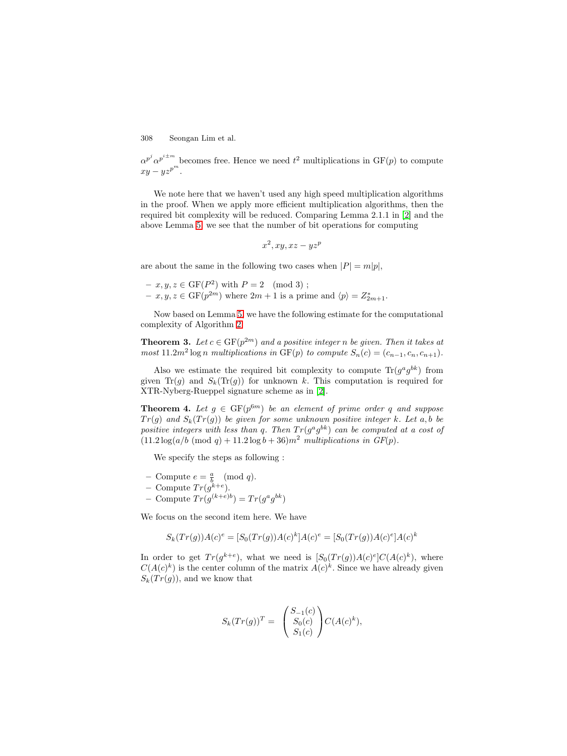$\alpha^{p^j}\alpha^{p^{i\pm m}}$ becomes free. Hence we need $t^2$ multiplications in $\mathrm{GF}(p)$ to compute $xy - yz^{p^m}$.

We note here that we haven't used any high speed multiplication algorithms in the proof. When we apply more efficient multiplication algorithms, then the required bit complexity will be reduced. Comparing Lemma 2.1.1 in [2] and the above Lemma 5, we see that the number of bit operations for computing

$$x^2, xy, xz - yz^p$$

are about the same in the following two cases when $|P| = m|p|$,

- $x, y, z \in \mathrm{GF}(P^2)$ with $P = 2 \pmod 3$ ;
- $x, y, z \in \mathrm{GF}(p^{2m})$ where $2m+1$ is a prime and $\langle p \rangle = Z^*_{2m+1}$.

Now based on Lemma 5, we have the following estimate for the computational complexity of Algorithm 2.

**Theorem 3.** *Let $c \in \mathrm{GF}(p^{2m})$ and a positive integer $n$ be given. Then it takes at most $11.2m^2 \log n$ multiplications in $\mathrm{GF}(p)$ to compute $S_n(c) = (c_{n-1}, c_n, c_{n+1})$.*

Also we estimate the required bit complexity to compute $\mathrm{Tr}(g^a g^{bk})$ from given $\mathrm{Tr}(g)$ and $S_k(\mathrm{Tr}(g))$ for unknown $k$. This computation is required for XTR-Nyberg-Rueppel signature scheme as in [2].

**Theorem 4.** *Let $g \in \mathrm{GF}(p^{6m})$ be an element of prime order $q$ and suppose $Tr(g)$ and $S_k(Tr(g))$ be given for some unknown positive integer $k$. Let $a, b$ be positive integers with less than $q$. Then $Tr(g^a g^{bk})$ can be computed at a cost of $(11.2 \log(a/b \pmod q) + 11.2 \log b + 36)m^2$ multiplications in $GF(p)$.*

We specify the steps as following :

- Compute $e = \frac{a}{b} \pmod q$.
- Compute $Tr(g^{k+e})$.
- Compute $Tr(g^{(k+e)b}) = Tr(g^a g^{bk})$

We focus on the second item here. We have

$$S_k(Tr(g))A(c)^e = [S_0(Tr(g))A(c)^k]A(c)^e = [S_0(Tr(g))A(c)^e]A(c)^k$$

In order to get $Tr(g^{k+e})$, what we need is $[S_0(Tr(g))A(c)^e]C(A(c)^k)$, where $C(A(c)^k)$ is the center column of the matrix $A(c)^k$. Since we have already given $S_k(Tr(g))$, and we know that

$$S_k(Tr(g))^T = \begin{pmatrix} S_{-1}(c) \\ S_0(c) \\ S_1(c) \end{pmatrix} C(A(c)^k),$$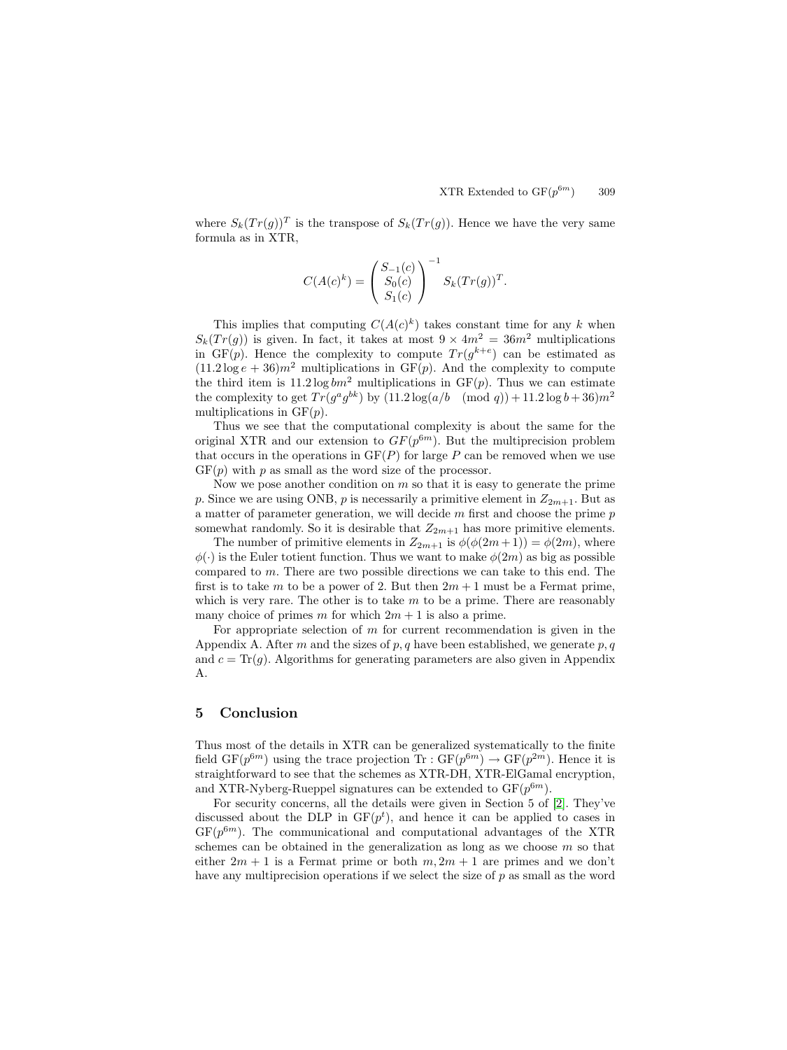where $S_k(Tr(g))^T$ is the transpose of $S_k(Tr(g))$. Hence we have the very same formula as in XTR,

$$C(A(c)^k) = \begin{pmatrix} S_{-1}(c) \\ S_0(c) \\ S_1(c) \end{pmatrix}^{-1} S_k(Tr(g))^T.$$

This implies that computing $C(A(c)^k)$ takes constant time for any $k$ when $S_k(Tr(g))$ is given. In fact, it takes at most $9 \times 4m^2 = 36m^2$ multiplications in GF($p$). Hence the complexity to compute $Tr(g^{k+e})$ can be estimated as $(11.2 \log e + 36)m^2$ multiplications in GF($p$). And the complexity to compute the third item is $11.2 \log bm^2$ multiplications in GF($p$). Thus we can estimate the complexity to get $Tr(g^a g^{bk})$ by $(11.2 \log(a/b \pmod q) + 11.2 \log b + 36)m^2$ multiplications in GF($p$).

Thus we see that the computational complexity is about the same for the original XTR and our extension to $GF(p^{6m})$. But the multiprecision problem that occurs in the operations in GF($P$) for large $P$ can be removed when we use GF($p$) with $p$ as small as the word size of the processor.

Now we pose another condition on $m$ so that it is easy to generate the prime $p$. Since we are using ONB, $p$ is necessarily a primitive element in $Z_{2m+1}$. But as a matter of parameter generation, we will decide $m$ first and choose the prime $p$ somewhat randomly. So it is desirable that $Z_{2m+1}$ has more primitive elements.

The number of primitive elements in $Z_{2m+1}$ is $\phi(\phi(2m+1)) = \phi(2m)$, where $\phi(\cdot)$ is the Euler totient function. Thus we want to make $\phi(2m)$ as big as possible compared to $m$. There are two possible directions we can take to this end. The first is to take $m$ to be a power of 2. But then $2m + 1$ must be a Fermat prime, which is very rare. The other is to take $m$ to be a prime. There are reasonably many choice of primes $m$ for which $2m + 1$ is also a prime.

For appropriate selection of $m$ for current recommendation is given in the Appendix A. After $m$ and the sizes of $p, q$ have been established, we generate $p, q$ and $c = \mathrm{Tr}(g)$. Algorithms for generating parameters are also given in Appendix A.

## 5 Conclusion

Thus most of the details in XTR can be generalized systematically to the finite field GF($p^{6m}$) using the trace projection $\mathrm{Tr} : \mathrm{GF}(p^{6m}) \rightarrow \mathrm{GF}(p^{2m})$. Hence it is straightforward to see that the schemes as XTR-DH, XTR-ElGamal encryption, and XTR-Nyberg-Rueppel signatures can be extended to GF($p^{6m}$).

For security concerns, all the details were given in Section 5 of [2]. They've discussed about the DLP in GF($p^t$), and hence it can be applied to cases in GF($p^{6m}$). The communicational and computational advantages of the XTR schemes can be obtained in the generalization as long as we choose $m$ so that either $2m + 1$ is a Fermat prime or both $m, 2m + 1$ are primes and we don't have any multiprecision operations if we select the size of $p$ as small as the word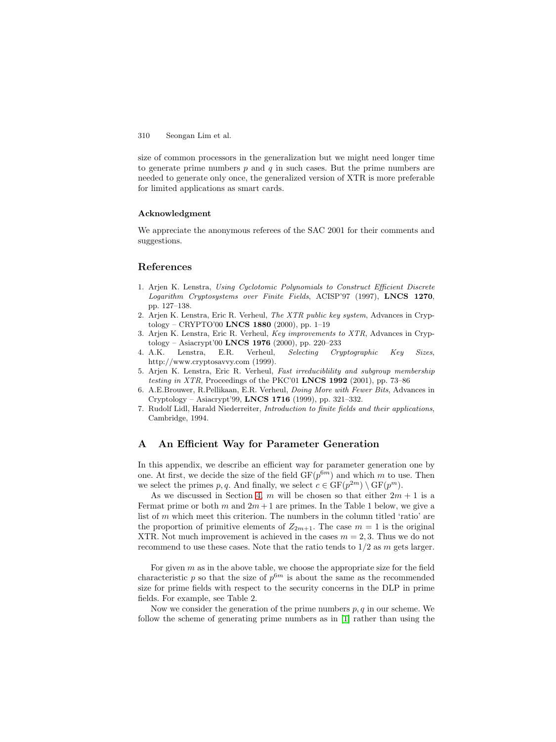size of common processors in the generalization but we might need longer time to generate prime numbers $p$ and $q$ in such cases. But the prime numbers are needed to generate only once, the generalized version of XTR is more preferable for limited applications as smart cards.

### Acknowledgment

We appreciate the anonymous referees of the SAC 2001 for their comments and suggestions.

## References

1. Arjen K. Lenstra, *Using Cyclotomic Polynomials to Construct Efficient Discrete Logarithm Cryptosystems over Finite Fields*, ACISP'97 (1997), **LNCS 1270**, pp. 127–138.
2. Arjen K. Lenstra, Eric R. Verheul, *The XTR public key system*, Advances in Cryptology – CRYPTO'00 **LNCS 1880** (2000), pp. 1–19
3. Arjen K. Lenstra, Eric R. Verheul, *Key improvements to XTR*, Advances in Cryptology – Asiacrypt'00 **LNCS 1976** (2000), pp. 220–233
4. A.K. Lenstra, E.R. Verheul, *Selecting Cryptographic Key Sizes*, http://www.cryptosavvy.com (1999).
5. Arjen K. Lenstra, Eric R. Verheul, *Fast irreduciblility and subgroup membership testing in XTR*, Proceedings of the PKC'01 **LNCS 1992** (2001), pp. 73–86
6. A.E.Brouwer, R.Pellikaan, E.R. Verheul, *Doing More with Fewer Bits*, Advances in Cryptology – Asiacrypt'99, **LNCS 1716** (1999), pp. 321–332.
7. Rudolf Lidl, Harald Niederreiter, *Introduction to finite fields and their applications*, Cambridge, 1994.

## A An Efficient Way for Parameter Generation

In this appendix, we describe an efficient way for parameter generation one by one. At first, we decide the size of the field $\mathrm{GF}(p^{6m})$ and which $m$ to use. Then we select the primes $p, q$. And finally, we select $c \in \mathrm{GF}(p^{2m}) \setminus \mathrm{GF}(p^m)$.

As we discussed in Section 4, $m$ will be chosen so that either $2m+1$ is a Fermat prime or both $m$ and $2m+1$ are primes. In the Table 1 below, we give a list of $m$ which meet this criterion. The numbers in the column titled 'ratio' are the proportion of primitive elements of $Z_{2m+1}$. The case $m = 1$ is the original XTR. Not much improvement is achieved in the cases $m = 2, 3$. Thus we do not recommend to use these cases. Note that the ratio tends to $1/2$ as $m$ gets larger.

For given $m$ as in the above table, we choose the appropriate size for the field characteristic $p$ so that the size of $p^{6m}$ is about the same as the recommended size for prime fields with respect to the security concerns in the DLP in prime fields. For example, see Table 2.

Now we consider the generation of the prime numbers $p, q$ in our scheme. We follow the scheme of generating prime numbers as in [1] rather than using the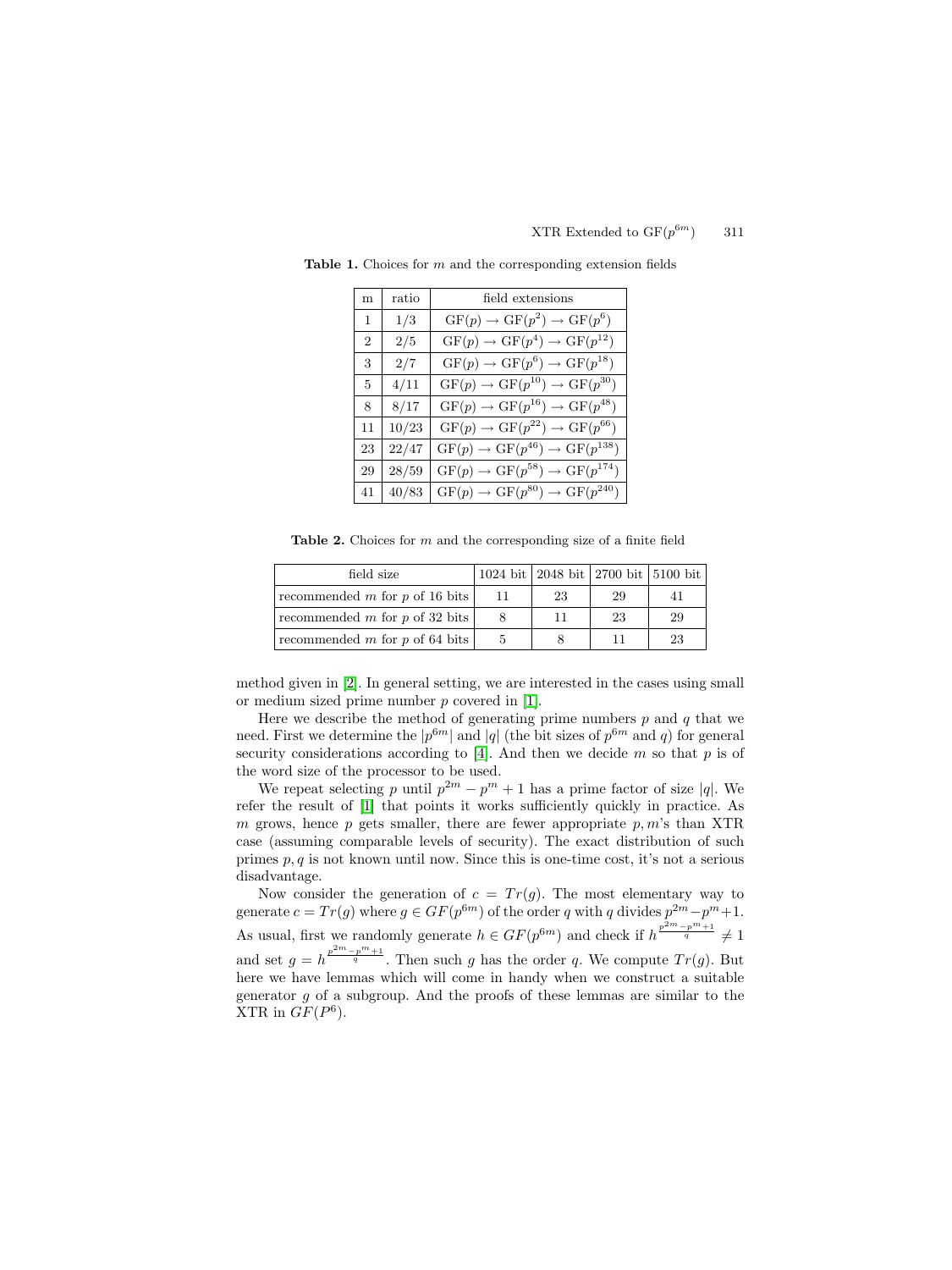**Table 1.** Choices for $m$ and the corresponding extension fields

| m | ratio | field extensions |
|---|---|---|
| 1 | 1/3 | $\mathrm{GF}(p) \to \mathrm{GF}(p^2) \to \mathrm{GF}(p^6)$ |
| 2 | 2/5 | $\mathrm{GF}(p) \to \mathrm{GF}(p^4) \to \mathrm{GF}(p^{12})$ |
| 3 | 2/7 | $\mathrm{GF}(p) \to \mathrm{GF}(p^6) \to \mathrm{GF}(p^{18})$ |
| 5 | 4/11 | $\mathrm{GF}(p) \to \mathrm{GF}(p^{10}) \to \mathrm{GF}(p^{30})$ |
| 8 | 8/17 | $\mathrm{GF}(p) \to \mathrm{GF}(p^{16}) \to \mathrm{GF}(p^{48})$ |
| 11 | 10/23 | $\mathrm{GF}(p) \to \mathrm{GF}(p^{22}) \to \mathrm{GF}(p^{66})$ |
| 23 | 22/47 | $\mathrm{GF}(p) \to \mathrm{GF}(p^{46}) \to \mathrm{GF}(p^{138})$ |
| 29 | 28/59 | $\mathrm{GF}(p) \to \mathrm{GF}(p^{58}) \to \mathrm{GF}(p^{174})$ |
| 41 | 40/83 | $\mathrm{GF}(p) \to \mathrm{GF}(p^{80}) \to \mathrm{GF}(p^{240})$ |

**Table 2.** Choices for $m$ and the corresponding size of a finite field

| field size | 1024 bit | 2048 bit | 2700 bit | 5100 bit |
|---|---|---|---|---|
| recommended $m$ for $p$ of 16 bits | 11 | 23 | 29 | 41 |
| recommended $m$ for $p$ of 32 bits | 8 | 11 | 23 | 29 |
| recommended $m$ for $p$ of 64 bits | 5 | 8 | 11 | 23 |

method given in [2]. In general setting, we are interested in the cases using small or medium sized prime number $p$ covered in [1].

Here we describe the method of generating prime numbers $p$ and $q$ that we need. First we determine the $|p^{6m}|$ and $|q|$ (the bit sizes of $p^{6m}$ and $q$) for general security considerations according to [4]. And then we decide $m$ so that $p$ is of the word size of the processor to be used.

We repeat selecting $p$ until $p^{2m} - p^m + 1$ has a prime factor of size $|q|$. We refer the result of [1] that points it works sufficiently quickly in practice. As $m$ grows, hence $p$ gets smaller, there are fewer appropriate $p, m$'s than XTR case (assuming comparable levels of security). The exact distribution of such primes $p, q$ is not known until now. Since this is one-time cost, it's not a serious disadvantage.

Now consider the generation of $c = Tr(g)$. The most elementary way to generate $c = Tr(g)$ where $g \in GF(p^{6m})$ of the order $q$ with $q$ divides $p^{2m} - p^m + 1$. As usual, first we randomly generate $h \in GF(p^{6m})$ and check if $h^{\frac{p^{2m}-p^m+1}{q}} \neq 1$ and set $g = h^{\frac{p^{2m}-p^m+1}{q}}$. Then such $g$ has the order $q$. We compute $Tr(g)$. But here we have lemmas which will come in handy when we construct a suitable generator $g$ of a subgroup. And the proofs of these lemmas are similar to the XTR in $GF(P^6)$.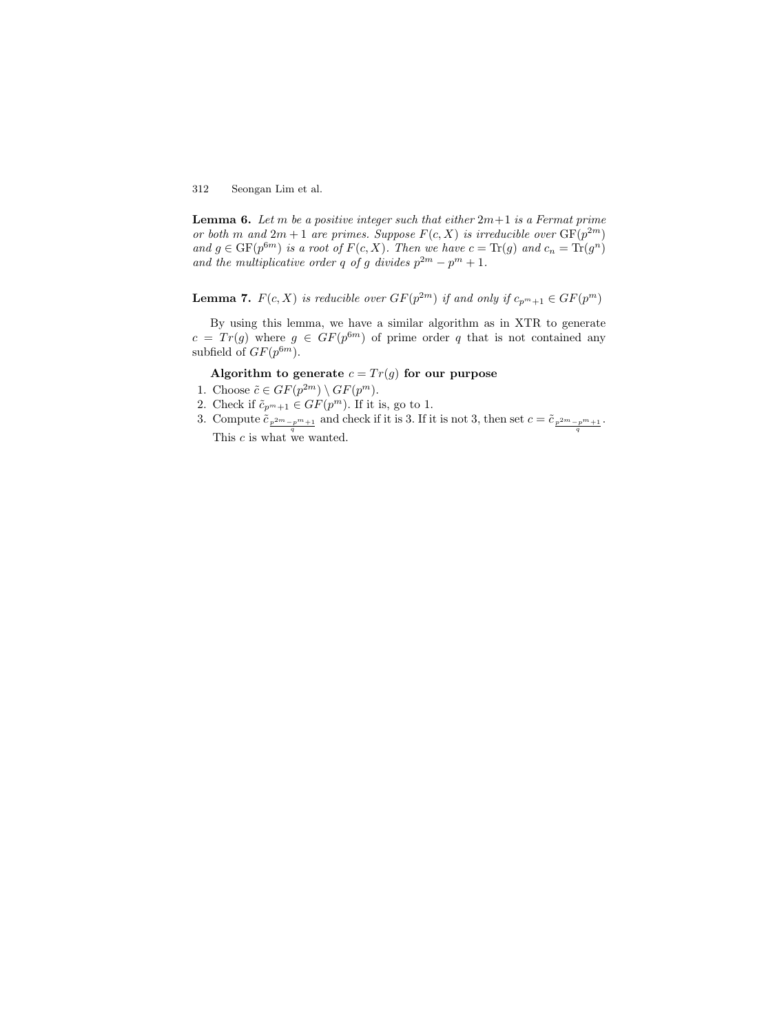**Lemma 6.** *Let $m$ be a positive integer such that either $2m+1$ is a Fermat prime or both $m$ and $2m+1$ are primes. Suppose $F(c, X)$ is irreducible over $\mathrm{GF}(p^{2m})$ and $g \in \mathrm{GF}(p^{6m})$ is a root of $F(c, X)$. Then we have $c = \mathrm{Tr}(g)$ and $c_n = \mathrm{Tr}(g^n)$ and the multiplicative order $q$ of $g$ divides $p^{2m} - p^m + 1$.*

**Lemma 7.** *$F(c, X)$ is reducible over $GF(p^{2m})$ if and only if $c_{p^m+1} \in GF(p^m)$*

By using this lemma, we have a similar algorithm as in XTR to generate $c = Tr(g)$ where $g \in GF(p^{6m})$ of prime order $q$ that is not contained any subfield of $GF(p^{6m})$.

**Algorithm to generate $c = Tr(g)$ for our purpose**

1. Choose $\tilde{c} \in GF(p^{2m}) \setminus GF(p^m)$.
2. Check if $\tilde{c}_{p^m+1} \in GF(p^m)$. If it is, go to 1.
3. Compute $\tilde{c}_{\frac{p^{2m}-p^m+1}{q}}$ and check if it is 3. If it is not 3, then set $c = \tilde{c}_{\frac{p^{2m}-p^m+1}{q}}$. This $c$ is what we wanted.